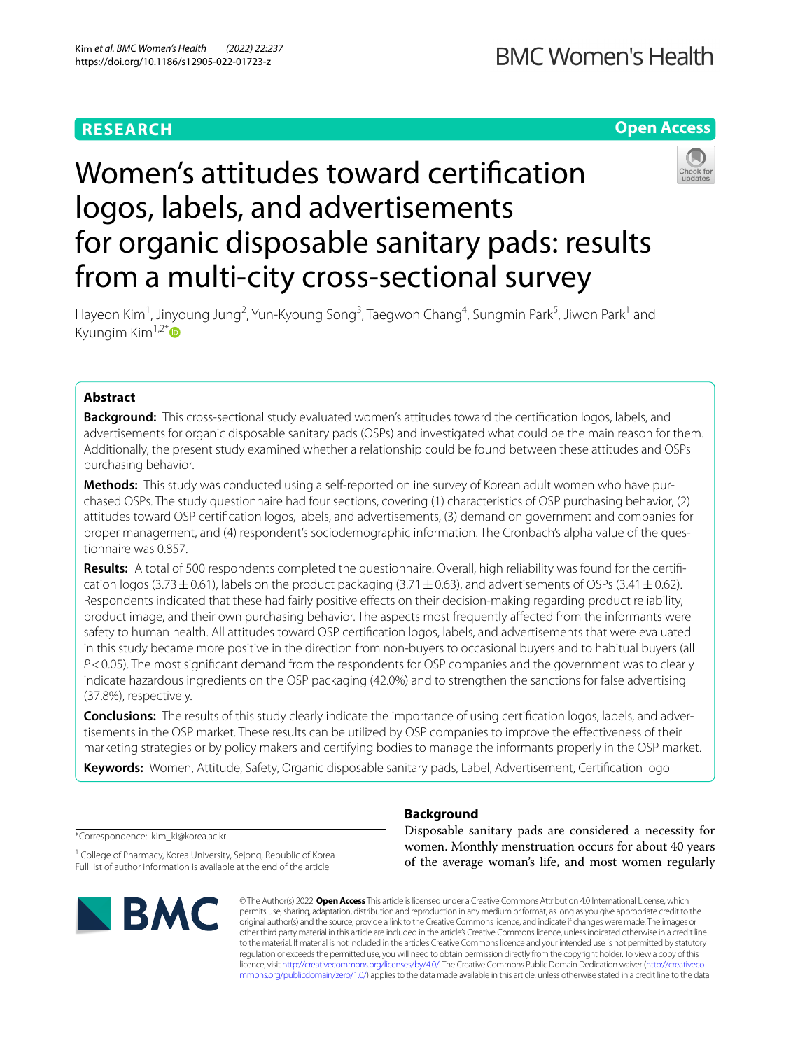RESEARCH

Open Access

# Women's attitudes toward certification logos, labels, and advertisements for organic disposable sanitary pads: results from a multi-city cross-sectional survey

Hayeon Kim[1], Jinyoung Jung[2], Yun-Kyoung Song[3], Taegwon Chang[4], Sungmin Park[5], Jiwon Park[1] and Kyungim Kim[1,2*]

## Abstract

**Background:** This cross-sectional study evaluated women's attitudes toward the certification logos, labels, and advertisements for organic disposable sanitary pads (OSPs) and investigated what could be the main reason for them. Additionally, the present study examined whether a relationship could be found between these attitudes and OSPs purchasing behavior.

**Methods:** This study was conducted using a self-reported online survey of Korean adult women who have purchased OSPs. The study questionnaire had four sections, covering (1) characteristics of OSP purchasing behavior, (2) attitudes toward OSP certification logos, labels, and advertisements, (3) demand on government and companies for proper management, and (4) respondent's sociodemographic information. The Cronbach's alpha value of the questionnaire was 0.857.

**Results:** A total of 500 respondents completed the questionnaire. Overall, high reliability was found for the certification logos ($3.73 \pm 0.61$), labels on the product packaging ($3.71 \pm 0.63$), and advertisements of OSPs ($3.41 \pm 0.62$). Respondents indicated that these had fairly positive effects on their decision-making regarding product reliability, product image, and their own purchasing behavior. The aspects most frequently affected from the informants were safety to human health. All attitudes toward OSP certification logos, labels, and advertisements that were evaluated in this study became more positive in the direction from non-buyers to occasional buyers and to habitual buyers (all $P < 0.05$). The most significant demand from the respondents for OSP companies and the government was to clearly indicate hazardous ingredients on the OSP packaging (42.0%) and to strengthen the sanctions for false advertising (37.8%), respectively.

**Conclusions:** The results of this study clearly indicate the importance of using certification logos, labels, and advertisements in the OSP market. These results can be utilized by OSP companies to improve the effectiveness of their marketing strategies or by policy makers and certifying bodies to manage the informants properly in the OSP market.

**Keywords:** Women, Attitude, Safety, Organic disposable sanitary pads, Label, Advertisement, Certification logo

## Background

Disposable sanitary pads are considered a necessity for women. Monthly menstruation occurs for about 40 years of the average woman's life, and most women regularly

*Correspondence: kim_ki@korea.ac.kr

[1] College of Pharmacy, Korea University, Sejong, Republic of Korea
Full list of author information is available at the end of the article

© The Author(s) 2022. **Open Access** This article is licensed under a Creative Commons Attribution 4.0 International License, which permits use, sharing, adaptation, distribution and reproduction in any medium or format, as long as you give appropriate credit to the original author(s) and the source, provide a link to the Creative Commons licence, and indicate if changes were made. The images or other third party material in this article are included in the article's Creative Commons licence, unless indicated otherwise in a credit line to the material. If material is not included in the article's Creative Commons licence and your intended use is not permitted by statutory regulation or exceeds the permitted use, you will need to obtain permission directly from the copyright holder. To view a copy of this licence, visit http://creativecommons.org/licenses/by/4.0/. The Creative Commons Public Domain Dedication waiver (http://creativecommons.org/publicdomain/zero/1.0/) applies to the data made available in this article, unless otherwise stated in a credit line to the data.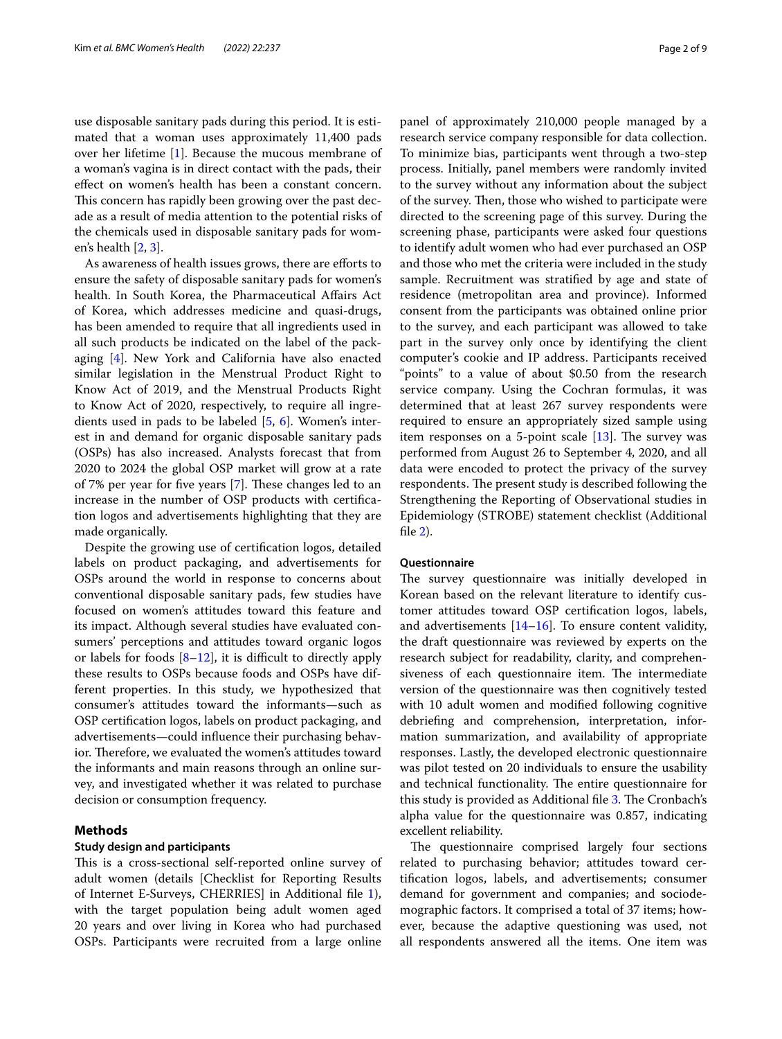use disposable sanitary pads during this period. It is estimated that a woman uses approximately 11,400 pads over her lifetime [1]. Because the mucous membrane of a woman's vagina is in direct contact with the pads, their effect on women's health has been a constant concern. This concern has rapidly been growing over the past decade as a result of media attention to the potential risks of the chemicals used in disposable sanitary pads for women's health [2, 3].

As awareness of health issues grows, there are efforts to ensure the safety of disposable sanitary pads for women's health. In South Korea, the Pharmaceutical Affairs Act of Korea, which addresses medicine and quasi-drugs, has been amended to require that all ingredients used in all such products be indicated on the label of the packaging [4]. New York and California have also enacted similar legislation in the Menstrual Product Right to Know Act of 2019, and the Menstrual Products Right to Know Act of 2020, respectively, to require all ingredients used in pads to be labeled [5, 6]. Women's interest in and demand for organic disposable sanitary pads (OSPs) has also increased. Analysts forecast that from 2020 to 2024 the global OSP market will grow at a rate of 7% per year for five years [7]. These changes led to an increase in the number of OSP products with certification logos and advertisements highlighting that they are made organically.

Despite the growing use of certification logos, detailed labels on product packaging, and advertisements for OSPs around the world in response to concerns about conventional disposable sanitary pads, few studies have focused on women's attitudes toward this feature and its impact. Although several studies have evaluated consumers' perceptions and attitudes toward organic logos or labels for foods [8–12], it is difficult to directly apply these results to OSPs because foods and OSPs have different properties. In this study, we hypothesized that consumer's attitudes toward the informants—such as OSP certification logos, labels on product packaging, and advertisements—could influence their purchasing behavior. Therefore, we evaluated the women's attitudes toward the informants and main reasons through an online survey, and investigated whether it was related to purchase decision or consumption frequency.

## Methods

### Study design and participants

This is a cross-sectional self-reported online survey of adult women (details [Checklist for Reporting Results of Internet E-Surveys, CHERRIES] in Additional file 1), with the target population being adult women aged 20 years and over living in Korea who had purchased OSPs. Participants were recruited from a large online panel of approximately 210,000 people managed by a research service company responsible for data collection. To minimize bias, participants went through a two-step process. Initially, panel members were randomly invited to the survey without any information about the subject of the survey. Then, those who wished to participate were directed to the screening page of this survey. During the screening phase, participants were asked four questions to identify adult women who had ever purchased an OSP and those who met the criteria were included in the study sample. Recruitment was stratified by age and state of residence (metropolitan area and province). Informed consent from the participants was obtained online prior to the survey, and each participant was allowed to take part in the survey only once by identifying the client computer's cookie and IP address. Participants received "points" to a value of about $0.50 from the research service company. Using the Cochran formulas, it was determined that at least 267 survey respondents were required to ensure an appropriately sized sample using item responses on a 5-point scale [13]. The survey was performed from August 26 to September 4, 2020, and all data were encoded to protect the privacy of the survey respondents. The present study is described following the Strengthening the Reporting of Observational studies in Epidemiology (STROBE) statement checklist (Additional file 2).

### Questionnaire

The survey questionnaire was initially developed in Korean based on the relevant literature to identify customer attitudes toward OSP certification logos, labels, and advertisements [14–16]. To ensure content validity, the draft questionnaire was reviewed by experts on the research subject for readability, clarity, and comprehensiveness of each questionnaire item. The intermediate version of the questionnaire was then cognitively tested with 10 adult women and modified following cognitive debriefing and comprehension, interpretation, information summarization, and availability of appropriate responses. Lastly, the developed electronic questionnaire was pilot tested on 20 individuals to ensure the usability and technical functionality. The entire questionnaire for this study is provided as Additional file 3. The Cronbach's alpha value for the questionnaire was 0.857, indicating excellent reliability.

The questionnaire comprised largely four sections related to purchasing behavior; attitudes toward certification logos, labels, and advertisements; consumer demand for government and companies; and sociodemographic factors. It comprised a total of 37 items; however, because the adaptive questioning was used, not all respondents answered all the items. One item was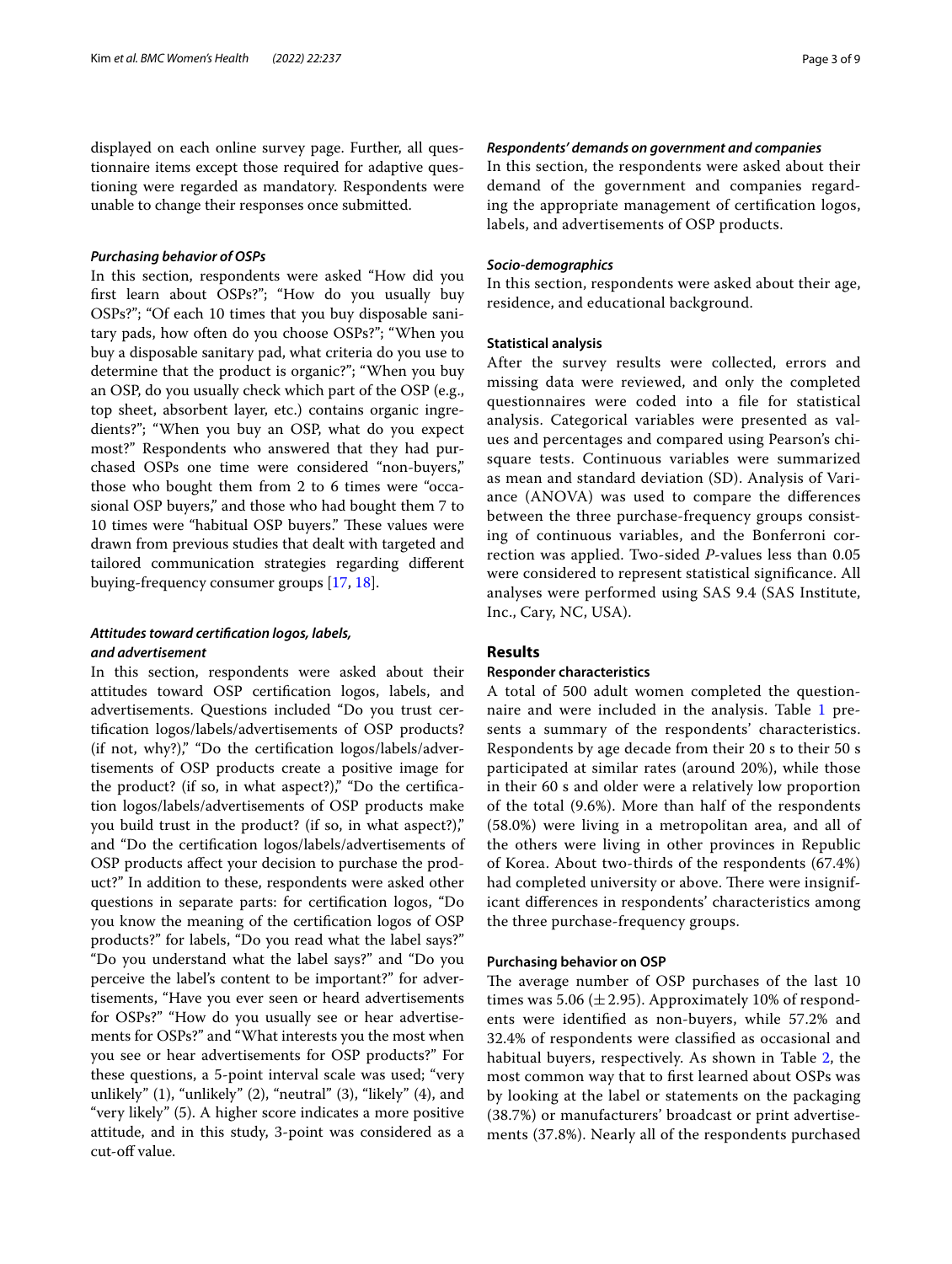displayed on each online survey page. Further, all questionnaire items except those required for adaptive questioning were regarded as mandatory. Respondents were unable to change their responses once submitted.

#### *Purchasing behavior of OSPs*

In this section, respondents were asked "How did you first learn about OSPs?"; "How do you usually buy OSPs?"; "Of each 10 times that you buy disposable sanitary pads, how often do you choose OSPs?"; "When you buy a disposable sanitary pad, what criteria do you use to determine that the product is organic?"; "When you buy an OSP, do you usually check which part of the OSP (e.g., top sheet, absorbent layer, etc.) contains organic ingredients?"; "When you buy an OSP, what do you expect most?" Respondents who answered that they had purchased OSPs one time were considered "non-buyers," those who bought them from 2 to 6 times were "occasional OSP buyers," and those who had bought them 7 to 10 times were "habitual OSP buyers." These values were drawn from previous studies that dealt with targeted and tailored communication strategies regarding different buying-frequency consumer groups [17, 18].

#### *Attitudes toward certification logos, labels, and advertisement*

In this section, respondents were asked about their attitudes toward OSP certification logos, labels, and advertisements. Questions included "Do you trust certification logos/labels/advertisements of OSP products? (if not, why?)," "Do the certification logos/labels/advertisements of OSP products create a positive image for the product? (if so, in what aspect?)," "Do the certification logos/labels/advertisements of OSP products make you build trust in the product? (if so, in what aspect?)," and "Do the certification logos/labels/advertisements of OSP products affect your decision to purchase the product?" In addition to these, respondents were asked other questions in separate parts: for certification logos, "Do you know the meaning of the certification logos of OSP products?" for labels, "Do you read what the label says?" "Do you understand what the label says?" and "Do you perceive the label's content to be important?" for advertisements, "Have you ever seen or heard advertisements for OSPs?" "How do you usually see or hear advertisements for OSPs?" and "What interests you the most when you see or hear advertisements for OSP products?" For these questions, a 5-point interval scale was used; "very unlikely" (1), "unlikely" (2), "neutral" (3), "likely" (4), and "very likely" (5). A higher score indicates a more positive attitude, and in this study, 3-point was considered as a cut-off value.

#### *Respondents' demands on government and companies*

In this section, the respondents were asked about their demand of the government and companies regarding the appropriate management of certification logos, labels, and advertisements of OSP products.

#### *Socio-demographics*

In this section, respondents were asked about their age, residence, and educational background.

### Statistical analysis

After the survey results were collected, errors and missing data were reviewed, and only the completed questionnaires were coded into a file for statistical analysis. Categorical variables were presented as values and percentages and compared using Pearson's chi-square tests. Continuous variables were summarized as mean and standard deviation (SD). Analysis of Variance (ANOVA) was used to compare the differences between the three purchase-frequency groups consisting of continuous variables, and the Bonferroni correction was applied. Two-sided *P*-values less than 0.05 were considered to represent statistical significance. All analyses were performed using SAS 9.4 (SAS Institute, Inc., Cary, NC, USA).

## Results

### Responder characteristics

A total of 500 adult women completed the questionnaire and were included in the analysis. Table 1 presents a summary of the respondents' characteristics. Respondents by age decade from their 20 s to their 50 s participated at similar rates (around 20%), while those in their 60 s and older were a relatively low proportion of the total (9.6%). More than half of the respondents (58.0%) were living in a metropolitan area, and all of the others were living in other provinces in Republic of Korea. About two-thirds of the respondents (67.4%) had completed university or above. There were insignificant differences in respondents' characteristics among the three purchase-frequency groups.

### Purchasing behavior on OSP

The average number of OSP purchases of the last 10 times was 5.06 ($\pm$2.95). Approximately 10% of respondents were identified as non-buyers, while 57.2% and 32.4% of respondents were classified as occasional and habitual buyers, respectively. As shown in Table 2, the most common way that to first learned about OSPs was by looking at the label or statements on the packaging (38.7%) or manufacturers' broadcast or print advertisements (37.8%). Nearly all of the respondents purchased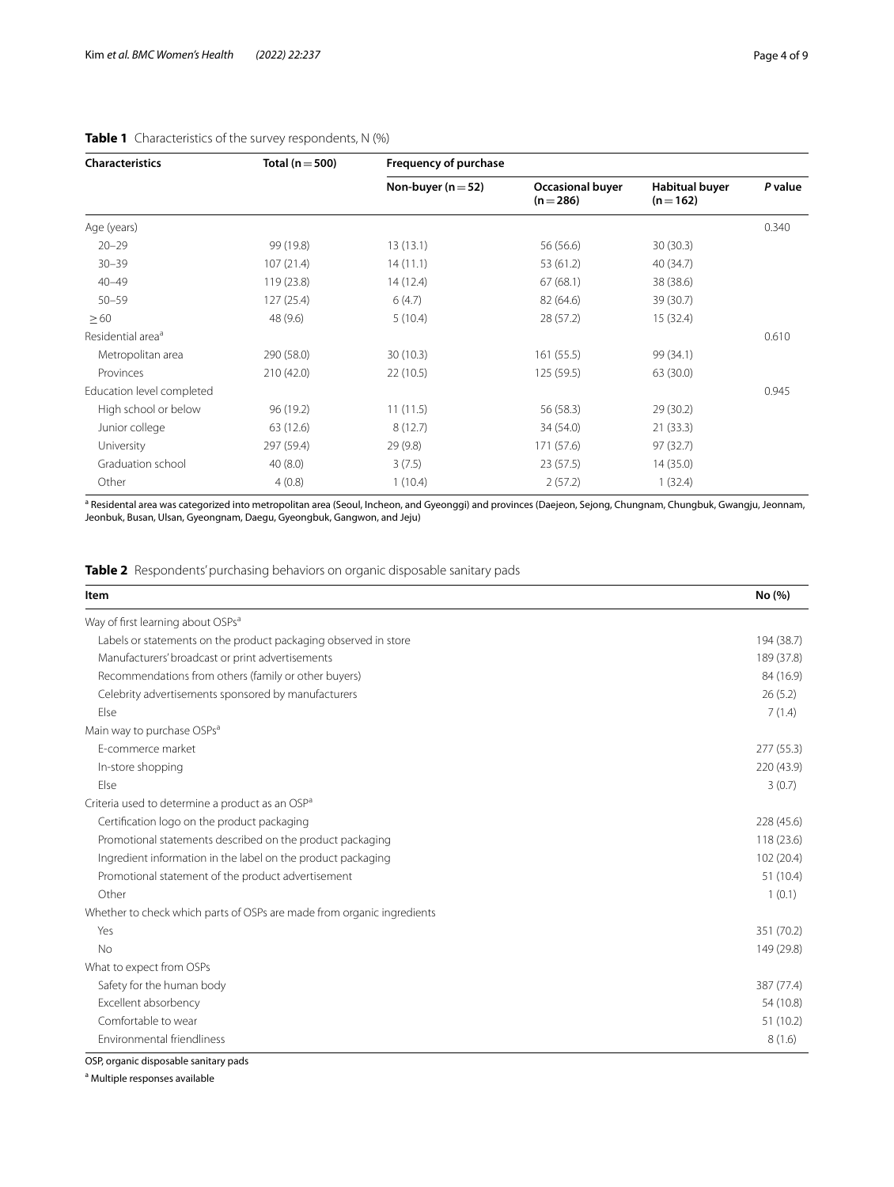**Table 1** Characteristics of the survey respondents, N (%)

| Characteristics | Total (n = 500) | Frequency of purchase | | | |
|---|---|---|---|---|---|
| | | Non-buyer (n = 52) | Occasional buyer (n = 286) | Habitual buyer (n = 162) | *P* value |
| Age (years) | | | | | 0.340 |
| 20–29 | 99 (19.8) | 13 (13.1) | 56 (56.6) | 30 (30.3) | |
| 30–39 | 107 (21.4) | 14 (11.1) | 53 (61.2) | 40 (34.7) | |
| 40–49 | 119 (23.8) | 14 (12.4) | 67 (68.1) | 38 (38.6) | |
| 50–59 | 127 (25.4) | 6 (4.7) | 82 (64.6) | 39 (30.7) | |
| ≥ 60 | 48 (9.6) | 5 (10.4) | 28 (57.2) | 15 (32.4) | |
| Residential area[a] | | | | | 0.610 |
| Metropolitan area | 290 (58.0) | 30 (10.3) | 161 (55.5) | 99 (34.1) | |
| Provinces | 210 (42.0) | 22 (10.5) | 125 (59.5) | 63 (30.0) | |
| Education level completed | | | | | 0.945 |
| High school or below | 96 (19.2) | 11 (11.5) | 56 (58.3) | 29 (30.2) | |
| Junior college | 63 (12.6) | 8 (12.7) | 34 (54.0) | 21 (33.3) | |
| University | 297 (59.4) | 29 (9.8) | 171 (57.6) | 97 (32.7) | |
| Graduation school | 40 (8.0) | 3 (7.5) | 23 (57.5) | 14 (35.0) | |
| Other | 4 (0.8) | 1 (10.4) | 2 (57.2) | 1 (32.4) | |

[a] Residental area was categorized into metropolitan area (Seoul, Incheon, and Gyeonggi) and provinces (Daejeon, Sejong, Chungnam, Chungbuk, Gwangju, Jeonnam, Jeonbuk, Busan, Ulsan, Gyeongnam, Daegu, Gyeongbuk, Gangwon, and Jeju)

**Table 2** Respondents' purchasing behaviors on organic disposable sanitary pads

| Item | No (%) |
|---|---|
| Way of first learning about OSPs[a] | |
| Labels or statements on the product packaging observed in store | 194 (38.7) |
| Manufacturers' broadcast or print advertisements | 189 (37.8) |
| Recommendations from others (family or other buyers) | 84 (16.9) |
| Celebrity advertisements sponsored by manufacturers | 26 (5.2) |
| Else | 7 (1.4) |
| Main way to purchase OSPs[a] | |
| E-commerce market | 277 (55.3) |
| In-store shopping | 220 (43.9) |
| Else | 3 (0.7) |
| Criteria used to determine a product as an OSP[a] | |
| Certification logo on the product packaging | 228 (45.6) |
| Promotional statements described on the product packaging | 118 (23.6) |
| Ingredient information in the label on the product packaging | 102 (20.4) |
| Promotional statement of the product advertisement | 51 (10.4) |
| Other | 1 (0.1) |
| Whether to check which parts of OSPs are made from organic ingredients | |
| Yes | 351 (70.2) |
| No | 149 (29.8) |
| What to expect from OSPs | |
| Safety for the human body | 387 (77.4) |
| Excellent absorbency | 54 (10.8) |
| Comfortable to wear | 51 (10.2) |
| Environmental friendliness | 8 (1.6) |

OSP, organic disposable sanitary pads

[a] Multiple responses available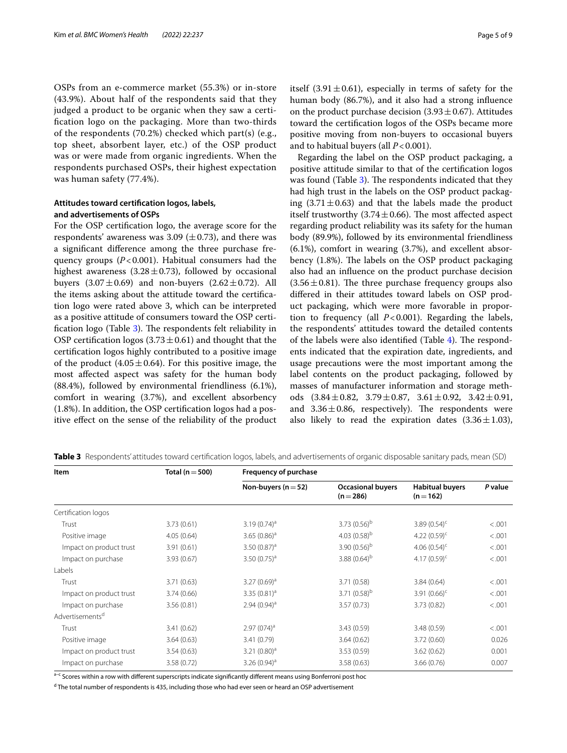OSPs from an e-commerce market (55.3%) or in-store (43.9%). About half of the respondents said that they judged a product to be organic when they saw a certification logo on the packaging. More than two-thirds of the respondents (70.2%) checked which part(s) (e.g., top sheet, absorbent layer, etc.) of the OSP product was or were made from organic ingredients. When the respondents purchased OSPs, their highest expectation was human safety (77.4%).

### Attitudes toward certification logos, labels, and advertisements of OSPs

For the OSP certification logo, the average score for the respondents' awareness was 3.09 ($\pm 0.73$), and there was a significant difference among the three purchase frequency groups ($P < 0.001$). Habitual consumers had the highest awareness ($3.28 \pm 0.73$), followed by occasional buyers ($3.07 \pm 0.69$) and non-buyers ($2.62 \pm 0.72$). All the items asking about the attitude toward the certification logo were rated above 3, which can be interpreted as a positive attitude of consumers toward the OSP certification logo (Table 3). The respondents felt reliability in OSP certification logos ($3.73 \pm 0.61$) and thought that the certification logos highly contributed to a positive image of the product ($4.05 \pm 0.64$). For this positive image, the most affected aspect was safety for the human body (88.4%), followed by environmental friendliness (6.1%), comfort in wearing (3.7%), and excellent absorbency (1.8%). In addition, the OSP certification logos had a positive effect on the sense of the reliability of the product itself ($3.91 \pm 0.61$), especially in terms of safety for the human body (86.7%), and it also had a strong influence on the product purchase decision ($3.93 \pm 0.67$). Attitudes toward the certification logos of the OSPs became more positive moving from non-buyers to occasional buyers and to habitual buyers (all $P < 0.001$).

Regarding the label on the OSP product packaging, a positive attitude similar to that of the certification logos was found (Table 3). The respondents indicated that they had high trust in the labels on the OSP product packaging ($3.71 \pm 0.63$) and that the labels made the product itself trustworthy ($3.74 \pm 0.66$). The most affected aspect regarding product reliability was its safety for the human body (89.9%), followed by its environmental friendliness (6.1%), comfort in wearing (3.7%), and excellent absorbency (1.8%). The labels on the OSP product packaging also had an influence on the product purchase decision ($3.56 \pm 0.81$). The three purchase frequency groups also differed in their attitudes toward labels on OSP product packaging, which were more favorable in proportion to frequency (all $P < 0.001$). Regarding the labels, the respondents' attitudes toward the detailed contents of the labels were also identified (Table 4). The respondents indicated that the expiration date, ingredients, and usage precautions were the most important among the label contents on the product packaging, followed by masses of manufacturer information and storage methods ($3.84 \pm 0.82$, $3.79 \pm 0.87$, $3.61 \pm 0.92$, $3.42 \pm 0.91$, and $3.36 \pm 0.86$, respectively). The respondents were also likely to read the expiration dates ($3.36 \pm 1.03$),

**Table 3** Respondents' attitudes toward certification logos, labels, and advertisements of organic disposable sanitary pads, mean (SD)

| Item | Total (n = 500) | Frequency of purchase | | | |
|---|---|---|---|---|---|
| | | Non-buyers (n = 52) | Occasional buyers (n = 286) | Habitual buyers (n = 162) | *P* value |
| Certification logos | | | | | |
| Trust | 3.73 (0.61) | 3.19 (0.74)[a] | 3.73 (0.56)[b] | 3.89 (0.54)[c] | <.001 |
| Positive image | 4.05 (0.64) | 3.65 (0.86)[a] | 4.03 (0.58)[b] | 4.22 (0.59)[c] | <.001 |
| Impact on product trust | 3.91 (0.61) | 3.50 (0.87)[a] | 3.90 (0.56)[b] | 4.06 (0.54)[c] | <.001 |
| Impact on purchase | 3.93 (0.67) | 3.50 (0.75)[a] | 3.88 (0.64)[b] | 4.17 (0.59)[c] | <.001 |
| Labels | | | | | |
| Trust | 3.71 (0.63) | 3.27 (0.69)[a] | 3.71 (0.58) | 3.84 (0.64) | <.001 |
| Impact on product trust | 3.74 (0.66) | 3.35 (0.81)[a] | 3.71 (0.58)[b] | 3.91 (0.66)[c] | <.001 |
| Impact on purchase | 3.56 (0.81) | 2.94 (0.94)[a] | 3.57 (0.73) | 3.73 (0.82) | <.001 |
| Advertisements[d] | | | | | |
| Trust | 3.41 (0.62) | 2.97 (074)[a] | 3.43 (0.59) | 3.48 (0.59) | <.001 |
| Positive image | 3.64 (0.63) | 3.41 (0.79) | 3.64 (0.62) | 3.72 (0.60) | 0.026 |
| Impact on product trust | 3.54 (0.63) | 3.21 (0.80)[a] | 3.53 (0.59) | 3.62 (0.62) | 0.001 |
| Impact on purchase | 3.58 (0.72) | 3.26 (0.94)[a] | 3.58 (0.63) | 3.66 (0.76) | 0.007 |

[a–c] Scores within a row with different superscripts indicate significantly different means using Bonferroni post hoc

[d] The total number of respondents is 435, including those who had ever seen or heard an OSP advertisement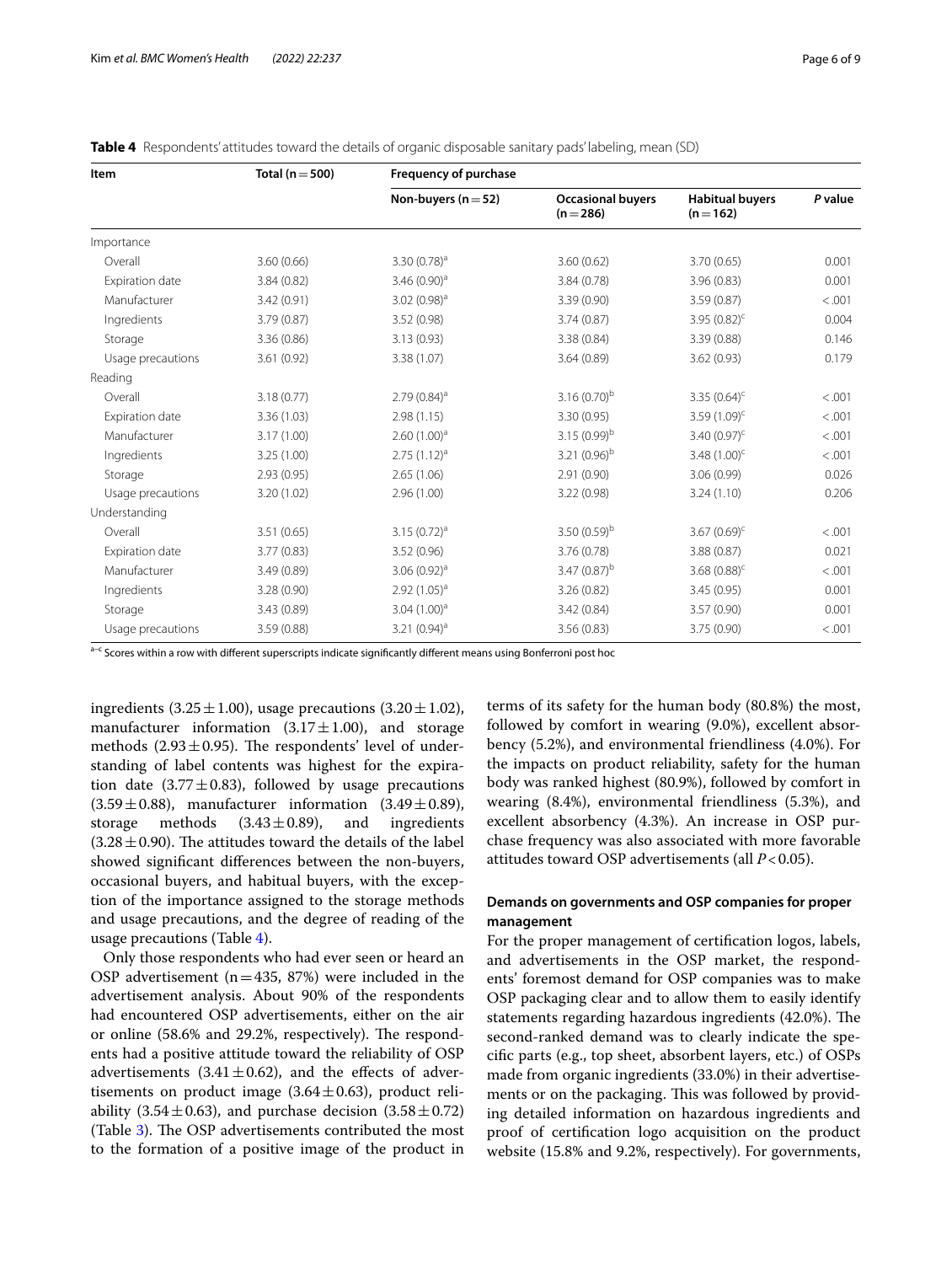**Table 4** Respondents' attitudes toward the details of organic disposable sanitary pads' labeling, mean (SD)

| Item | Total (n = 500) | Frequency of purchase | | | |
|---|---|---|---|---|---|
| | | Non-buyers (n = 52) | Occasional buyers (n = 286) | Habitual buyers (n = 162) | *P* value |
| Importance | | | | | |
| Overall | 3.60 (0.66) | 3.30 (0.78)[a] | 3.60 (0.62) | 3.70 (0.65) | 0.001 |
| Expiration date | 3.84 (0.82) | 3.46 (0.90)[a] | 3.84 (0.78) | 3.96 (0.83) | 0.001 |
| Manufacturer | 3.42 (0.91) | 3.02 (0.98)[a] | 3.39 (0.90) | 3.59 (0.87) | <.001 |
| Ingredients | 3.79 (0.87) | 3.52 (0.98) | 3.74 (0.87) | 3.95 (0.82)[c] | 0.004 |
| Storage | 3.36 (0.86) | 3.13 (0.93) | 3.38 (0.84) | 3.39 (0.88) | 0.146 |
| Usage precautions | 3.61 (0.92) | 3.38 (1.07) | 3.64 (0.89) | 3.62 (0.93) | 0.179 |
| Reading | | | | | |
| Overall | 3.18 (0.77) | 2.79 (0.84)[a] | 3.16 (0.70)[b] | 3.35 (0.64)[c] | <.001 |
| Expiration date | 3.36 (1.03) | 2.98 (1.15) | 3.30 (0.95) | 3.59 (1.09)[c] | <.001 |
| Manufacturer | 3.17 (1.00) | 2.60 (1.00)[a] | 3.15 (0.99)[b] | 3.40 (0.97)[c] | <.001 |
| Ingredients | 3.25 (1.00) | 2.75 (1.12)[a] | 3.21 (0.96)[b] | 3.48 (1.00)[c] | <.001 |
| Storage | 2.93 (0.95) | 2.65 (1.06) | 2.91 (0.90) | 3.06 (0.99) | 0.026 |
| Usage precautions | 3.20 (1.02) | 2.96 (1.00) | 3.22 (0.98) | 3.24 (1.10) | 0.206 |
| Understanding | | | | | |
| Overall | 3.51 (0.65) | 3.15 (0.72)[a] | 3.50 (0.59)[b] | 3.67 (0.69)[c] | <.001 |
| Expiration date | 3.77 (0.83) | 3.52 (0.96) | 3.76 (0.78) | 3.88 (0.87) | 0.021 |
| Manufacturer | 3.49 (0.89) | 3.06 (0.92)[a] | 3.47 (0.87)[b] | 3.68 (0.88)[c] | <.001 |
| Ingredients | 3.28 (0.90) | 2.92 (1.05)[a] | 3.26 (0.82) | 3.45 (0.95) | 0.001 |
| Storage | 3.43 (0.89) | 3.04 (1.00)[a] | 3.42 (0.84) | 3.57 (0.90) | 0.001 |
| Usage precautions | 3.59 (0.88) | 3.21 (0.94)[a] | 3.56 (0.83) | 3.75 (0.90) | <.001 |

[a–c] Scores within a row with different superscripts indicate significantly different means using Bonferroni post hoc

ingredients (3.25 ± 1.00), usage precautions (3.20 ± 1.02), manufacturer information (3.17 ± 1.00), and storage methods (2.93 ± 0.95). The respondents' level of understanding of label contents was highest for the expiration date (3.77 ± 0.83), followed by usage precautions (3.59 ± 0.88), manufacturer information (3.49 ± 0.89), storage methods (3.43 ± 0.89), and ingredients (3.28 ± 0.90). The attitudes toward the details of the label showed significant differences between the non-buyers, occasional buyers, and habitual buyers, with the exception of the importance assigned to the storage methods and usage precautions, and the degree of reading of the usage precautions (Table 4).

Only those respondents who had ever seen or heard an OSP advertisement (n = 435, 87%) were included in the advertisement analysis. About 90% of the respondents had encountered OSP advertisements, either on the air or online (58.6% and 29.2%, respectively). The respondents had a positive attitude toward the reliability of OSP advertisements (3.41 ± 0.62), and the effects of advertisements on product image (3.64 ± 0.63), product reliability (3.54 ± 0.63), and purchase decision (3.58 ± 0.72) (Table 3). The OSP advertisements contributed the most to the formation of a positive image of the product in terms of its safety for the human body (80.8%) the most, followed by comfort in wearing (9.0%), excellent absorbency (5.2%), and environmental friendliness (4.0%). For the impacts on product reliability, safety for the human body was ranked highest (80.9%), followed by comfort in wearing (8.4%), environmental friendliness (5.3%), and excellent absorbency (4.3%). An increase in OSP purchase frequency was also associated with more favorable attitudes toward OSP advertisements (all $P < 0.05$).

### Demands on governments and OSP companies for proper management

For the proper management of certification logos, labels, and advertisements in the OSP market, the respondents' foremost demand for OSP companies was to make OSP packaging clear and to allow them to easily identify statements regarding hazardous ingredients (42.0%). The second-ranked demand was to clearly indicate the specific parts (e.g., top sheet, absorbent layers, etc.) of OSPs made from organic ingredients (33.0%) in their advertisements or on the packaging. This was followed by providing detailed information on hazardous ingredients and proof of certification logo acquisition on the product website (15.8% and 9.2%, respectively). For governments,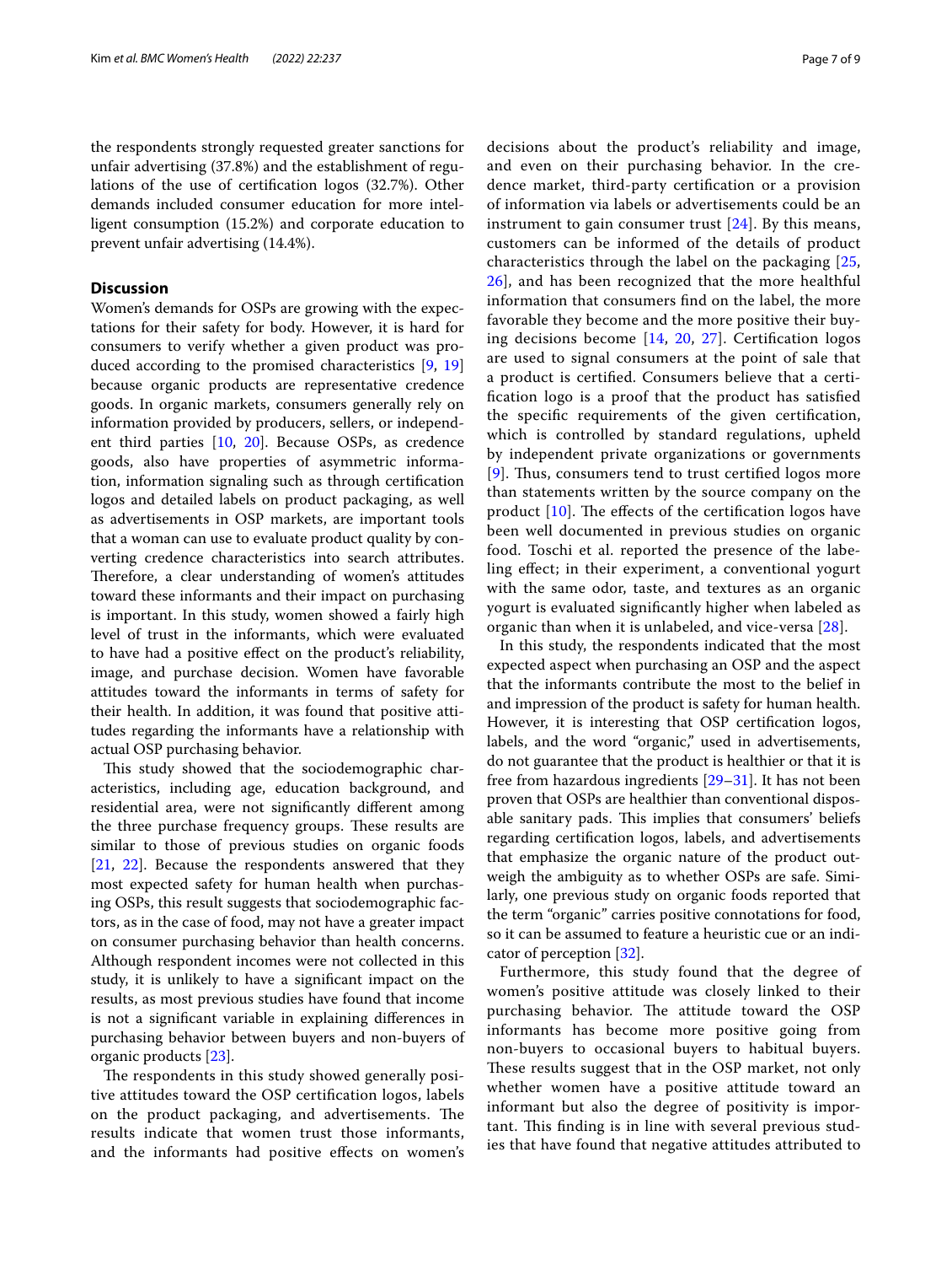the respondents strongly requested greater sanctions for unfair advertising (37.8%) and the establishment of regulations of the use of certification logos (32.7%). Other demands included consumer education for more intelligent consumption (15.2%) and corporate education to prevent unfair advertising (14.4%).

## Discussion

Women's demands for OSPs are growing with the expectations for their safety for body. However, it is hard for consumers to verify whether a given product was produced according to the promised characteristics [9, 19] because organic products are representative credence goods. In organic markets, consumers generally rely on information provided by producers, sellers, or independent third parties [10, 20]. Because OSPs, as credence goods, also have properties of asymmetric information, information signaling such as through certification logos and detailed labels on product packaging, as well as advertisements in OSP markets, are important tools that a woman can use to evaluate product quality by converting credence characteristics into search attributes. Therefore, a clear understanding of women's attitudes toward these informants and their impact on purchasing is important. In this study, women showed a fairly high level of trust in the informants, which were evaluated to have had a positive effect on the product's reliability, image, and purchase decision. Women have favorable attitudes toward the informants in terms of safety for their health. In addition, it was found that positive attitudes regarding the informants have a relationship with actual OSP purchasing behavior.

This study showed that the sociodemographic characteristics, including age, education background, and residential area, were not significantly different among the three purchase frequency groups. These results are similar to those of previous studies on organic foods [21, 22]. Because the respondents answered that they most expected safety for human health when purchasing OSPs, this result suggests that sociodemographic factors, as in the case of food, may not have a greater impact on consumer purchasing behavior than health concerns. Although respondent incomes were not collected in this study, it is unlikely to have a significant impact on the results, as most previous studies have found that income is not a significant variable in explaining differences in purchasing behavior between buyers and non-buyers of organic products [23].

The respondents in this study showed generally positive attitudes toward the OSP certification logos, labels on the product packaging, and advertisements. The results indicate that women trust those informants, and the informants had positive effects on women's decisions about the product's reliability and image, and even on their purchasing behavior. In the credence market, third-party certification or a provision of information via labels or advertisements could be an instrument to gain consumer trust [24]. By this means, customers can be informed of the details of product characteristics through the label on the packaging [25, 26], and has been recognized that the more healthful information that consumers find on the label, the more favorable they become and the more positive their buying decisions become [14, 20, 27]. Certification logos are used to signal consumers at the point of sale that a product is certified. Consumers believe that a certification logo is a proof that the product has satisfied the specific requirements of the given certification, which is controlled by standard regulations, upheld by independent private organizations or governments [9]. Thus, consumers tend to trust certified logos more than statements written by the source company on the product [10]. The effects of the certification logos have been well documented in previous studies on organic food. Toschi et al. reported the presence of the labeling effect; in their experiment, a conventional yogurt with the same odor, taste, and textures as an organic yogurt is evaluated significantly higher when labeled as organic than when it is unlabeled, and vice-versa [28].

In this study, the respondents indicated that the most expected aspect when purchasing an OSP and the aspect that the informants contribute the most to the belief in and impression of the product is safety for human health. However, it is interesting that OSP certification logos, labels, and the word "organic," used in advertisements, do not guarantee that the product is healthier or that it is free from hazardous ingredients [29–31]. It has not been proven that OSPs are healthier than conventional disposable sanitary pads. This implies that consumers' beliefs regarding certification logos, labels, and advertisements that emphasize the organic nature of the product outweigh the ambiguity as to whether OSPs are safe. Similarly, one previous study on organic foods reported that the term "organic" carries positive connotations for food, so it can be assumed to feature a heuristic cue or an indicator of perception [32].

Furthermore, this study found that the degree of women's positive attitude was closely linked to their purchasing behavior. The attitude toward the OSP informants has become more positive going from non-buyers to occasional buyers to habitual buyers. These results suggest that in the OSP market, not only whether women have a positive attitude toward an informant but also the degree of positivity is important. This finding is in line with several previous studies that have found that negative attitudes attributed to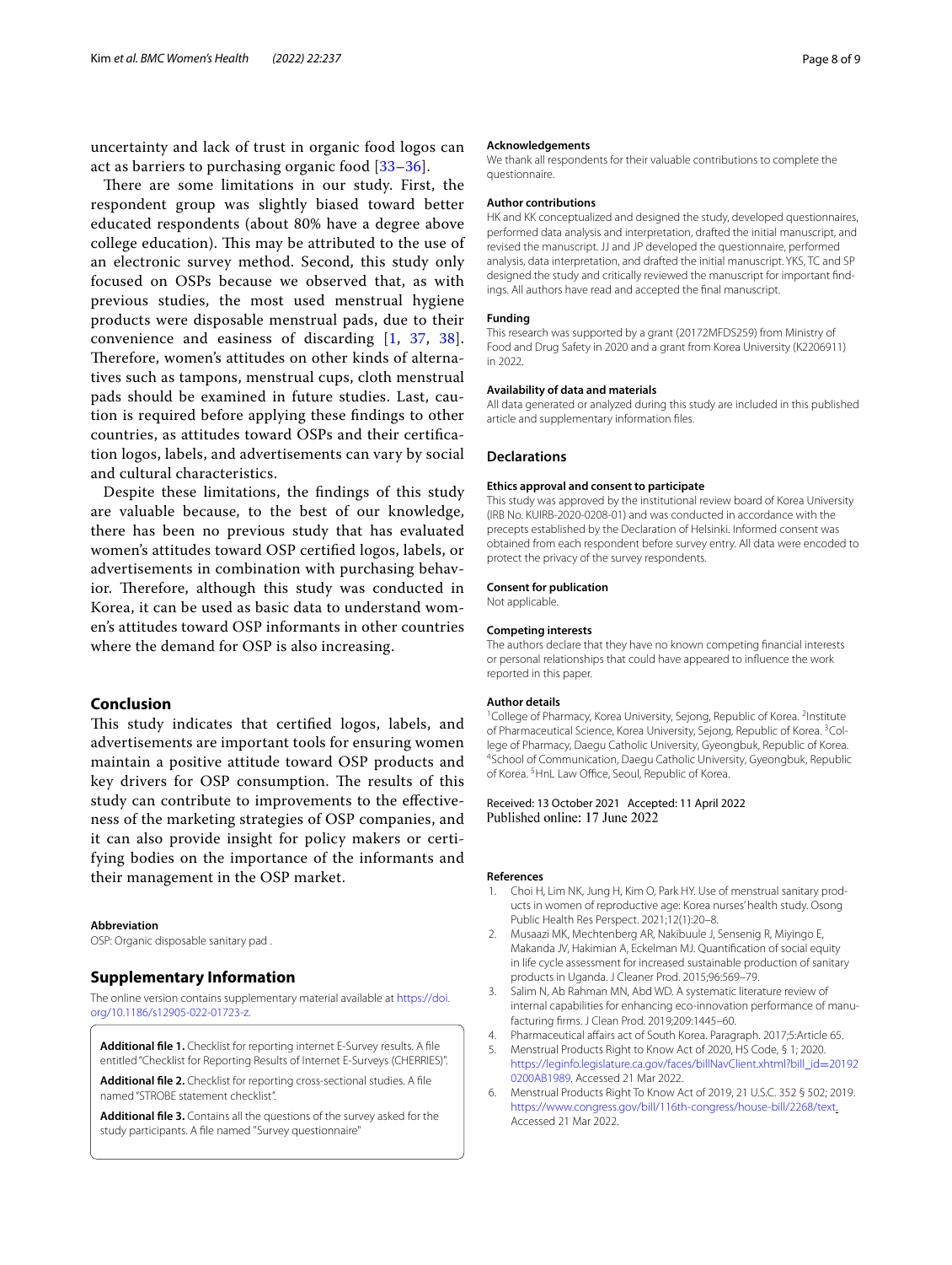uncertainty and lack of trust in organic food logos can act as barriers to purchasing organic food [33–36].

There are some limitations in our study. First, the respondent group was slightly biased toward better educated respondents (about 80% have a degree above college education). This may be attributed to the use of an electronic survey method. Second, this study only focused on OSPs because we observed that, as with previous studies, the most used menstrual hygiene products were disposable menstrual pads, due to their convenience and easiness of discarding [1, 37, 38]. Therefore, women's attitudes on other kinds of alternatives such as tampons, menstrual cups, cloth menstrual pads should be examined in future studies. Last, caution is required before applying these findings to other countries, as attitudes toward OSPs and their certification logos, labels, and advertisements can vary by social and cultural characteristics.

Despite these limitations, the findings of this study are valuable because, to the best of our knowledge, there has been no previous study that has evaluated women's attitudes toward OSP certified logos, labels, or advertisements in combination with purchasing behavior. Therefore, although this study was conducted in Korea, it can be used as basic data to understand women's attitudes toward OSP informants in other countries where the demand for OSP is also increasing.

## Conclusion

This study indicates that certified logos, labels, and advertisements are important tools for ensuring women maintain a positive attitude toward OSP products and key drivers for OSP consumption. The results of this study can contribute to improvements to the effectiveness of the marketing strategies of OSP companies, and it can also provide insight for policy makers or certifying bodies on the importance of the informants and their management in the OSP market.

#### Abbreviation

OSP: Organic disposable sanitary pad .

## Supplementary Information

The online version contains supplementary material available at https://doi.org/10.1186/s12905-022-01723-z.

**Additional file 1.** Checklist for reporting internet E-Survey results. A file entitled "Checklist for Reporting Results of Internet E-Surveys (CHERRIES)".

**Additional file 2.** Checklist for reporting cross-sectional studies. A file named "STROBE statement checklist".

**Additional file 3.** Contains all the questions of the survey asked for the study participants. A file named "Survey questionnaire"

#### Acknowledgements

We thank all respondents for their valuable contributions to complete the questionnaire.

#### Author contributions

HK and KK conceptualized and designed the study, developed questionnaires, performed data analysis and interpretation, drafted the initial manuscript, and revised the manuscript. JJ and JP developed the questionnaire, performed analysis, data interpretation, and drafted the initial manuscript. YKS, TC and SP designed the study and critically reviewed the manuscript for important findings. All authors have read and accepted the final manuscript.

#### Funding

This research was supported by a grant (20172MFDS259) from Ministry of Food and Drug Safety in 2020 and a grant from Korea University (K2206911) in 2022.

#### Availability of data and materials

All data generated or analyzed during this study are included in this published article and supplementary information files.

## Declarations

#### Ethics approval and consent to participate

This study was approved by the institutional review board of Korea University (IRB No. KUIRB-2020-0208-01) and was conducted in accordance with the precepts established by the Declaration of Helsinki. Informed consent was obtained from each respondent before survey entry. All data were encoded to protect the privacy of the survey respondents.

#### Consent for publication

Not applicable.

#### Competing interests

The authors declare that they have no known competing financial interests or personal relationships that could have appeared to influence the work reported in this paper.

#### Author details

[1] College of Pharmacy, Korea University, Sejong, Republic of Korea. [2] Institute of Pharmaceutical Science, Korea University, Sejong, Republic of Korea. [3] College of Pharmacy, Daegu Catholic University, Gyeongbuk, Republic of Korea. [4] School of Communication, Daegu Catholic University, Gyeongbuk, Republic of Korea. [5] HnL Law Office, Seoul, Republic of Korea.

Received: 13 October 2021 Accepted: 11 April 2022
Published online: 17 June 2022

#### References

1. Choi H, Lim NK, Jung H, Kim O, Park HY. Use of menstrual sanitary products in women of reproductive age: Korea nurses' health study. Osong Public Health Res Perspect. 2021;12(1):20–8.
2. Musaazi MK, Mechtenberg AR, Nakibuule J, Sensenig R, Miyingo E, Makanda JV, Hakimian A, Eckelman MJ. Quantification of social equity in life cycle assessment for increased sustainable production of sanitary products in Uganda. J Cleaner Prod. 2015;96:569–79.
3. Salim N, Ab Rahman MN, Abd WD. A systematic literature review of internal capabilities for enhancing eco-innovation performance of manufacturing firms. J Clean Prod. 2019;209:1445–60.
4. Pharmaceutical affairs act of South Korea. Paragraph. 2017;5:Article 65.
5. Menstrual Products Right to Know Act of 2020, HS Code, § 1; 2020. https://leginfo.legislature.ca.gov/faces/billNavClient.xhtml?bill_id=201920200AB1989. Accessed 21 Mar 2022.
6. Menstrual Products Right To Know Act of 2019, 21 U.S.C. 352 § 502; 2019. https://www.congress.gov/bill/116th-congress/house-bill/2268/text. Accessed 21 Mar 2022.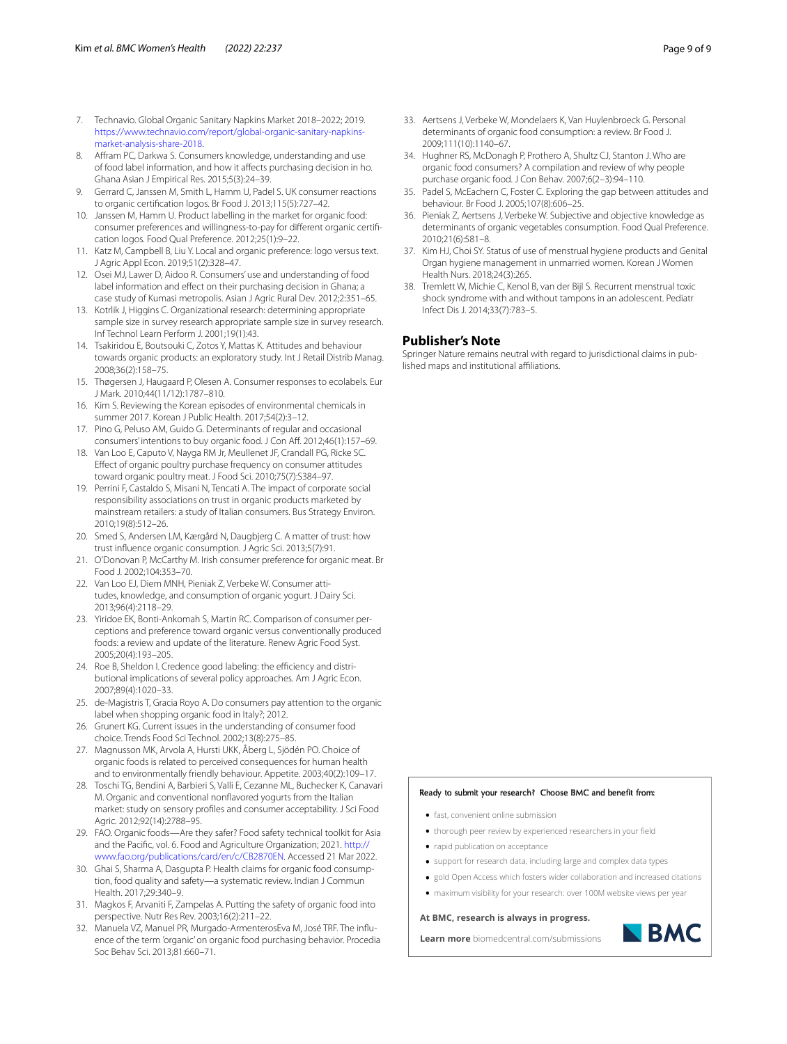7. Technavio. Global Organic Sanitary Napkins Market 2018–2022; 2019. https://www.technavio.com/report/global-organic-sanitary-napkins-market-analysis-share-2018.
8. Afram PC, Darkwa S. Consumers knowledge, understanding and use of food label information, and how it affects purchasing decision in ho. Ghana Asian J Empirical Res. 2015;5(3):24–39.
9. Gerrard C, Janssen M, Smith L, Hamm U, Padel S. UK consumer reactions to organic certification logos. Br Food J. 2013;115(5):727–42.
10. Janssen M, Hamm U. Product labelling in the market for organic food: consumer preferences and willingness-to-pay for different organic certification logos. Food Qual Preference. 2012;25(1):9–22.
11. Katz M, Campbell B, Liu Y. Local and organic preference: logo versus text. J Agric Appl Econ. 2019;51(2):328–47.
12. Osei MJ, Lawer D, Aidoo R. Consumers' use and understanding of food label information and effect on their purchasing decision in Ghana; a case study of Kumasi metropolis. Asian J Agric Rural Dev. 2012;2:351–65.
13. Kotrlik J, Higgins C. Organizational research: determining appropriate sample size in survey research appropriate sample size in survey research. Inf Technol Learn Perform J. 2001;19(1):43.
14. Tsakiridou E, Boutsouki C, Zotos Y, Mattas K. Attitudes and behaviour towards organic products: an exploratory study. Int J Retail Distrib Manag. 2008;36(2):158–75.
15. Thøgersen J, Haugaard P, Olesen A. Consumer responses to ecolabels. Eur J Mark. 2010;44(11/12):1787–810.
16. Kim S. Reviewing the Korean episodes of environmental chemicals in summer 2017. Korean J Public Health. 2017;54(2):3–12.
17. Pino G, Peluso AM, Guido G. Determinants of regular and occasional consumers' intentions to buy organic food. J Con Aff. 2012;46(1):157–69.
18. Van Loo E, Caputo V, Nayga RM Jr, Meullenet JF, Crandall PG, Ricke SC. Effect of organic poultry purchase frequency on consumer attitudes toward organic poultry meat. J Food Sci. 2010;75(7):S384–97.
19. Perrini F, Castaldo S, Misani N, Tencati A. The impact of corporate social responsibility associations on trust in organic products marketed by mainstream retailers: a study of Italian consumers. Bus Strategy Environ. 2010;19(8):512–26.
20. Smed S, Andersen LM, Kærgård N, Daugbjerg C. A matter of trust: how trust influence organic consumption. J Agric Sci. 2013;5(7):91.
21. O'Donovan P, McCarthy M. Irish consumer preference for organic meat. Br Food J. 2002;104:353–70.
22. Van Loo EJ, Diem MNH, Pieniak Z, Verbeke W. Consumer attitudes, knowledge, and consumption of organic yogurt. J Dairy Sci. 2013;96(4):2118–29.
23. Yiridoe EK, Bonti-Ankomah S, Martin RC. Comparison of consumer perceptions and preference toward organic versus conventionally produced foods: a review and update of the literature. Renew Agric Food Syst. 2005;20(4):193–205.
24. Roe B, Sheldon I. Credence good labeling: the efficiency and distributional implications of several policy approaches. Am J Agric Econ. 2007;89(4):1020–33.
25. de-Magistris T, Gracia Royo A. Do consumers pay attention to the organic label when shopping organic food in Italy?; 2012.
26. Grunert KG. Current issues in the understanding of consumer food choice. Trends Food Sci Technol. 2002;13(8):275–85.
27. Magnusson MK, Arvola A, Hursti UKK, Åberg L, Sjödén PO. Choice of organic foods is related to perceived consequences for human health and to environmentally friendly behaviour. Appetite. 2003;40(2):109–17.
28. Toschi TG, Bendini A, Barbieri S, Valli E, Cezanne ML, Buchecker K, Canavari M. Organic and conventional nonflavored yogurts from the Italian market: study on sensory profiles and consumer acceptability. J Sci Food Agric. 2012;92(14):2788–95.
29. FAO. Organic foods—Are they safer? Food safety technical toolkit for Asia and the Pacific, vol. 6. Food and Agriculture Organization; 2021. http://www.fao.org/publications/card/en/c/CB2870EN. Accessed 21 Mar 2022.
30. Ghai S, Sharma A, Dasgupta P. Health claims for organic food consumption, food quality and safety—a systematic review. Indian J Commun Health. 2017;29:340–9.
31. Magkos F, Arvaniti F, Zampelas A. Putting the safety of organic food into perspective. Nutr Res Rev. 2003;16(2):211–22.
32. Manuela VZ, Manuel PR, Murgado-ArmenterosEva M, José TRF. The influence of the term 'organic' on organic food purchasing behavior. Procedia Soc Behav Sci. 2013;81:660–71.
33. Aertsens J, Verbeke W, Mondelaers K, Van Huylenbroeck G. Personal determinants of organic food consumption: a review. Br Food J. 2009;111(10):1140–67.
34. Hughner RS, McDonagh P, Prothero A, Shultz CJ, Stanton J. Who are organic food consumers? A compilation and review of why people purchase organic food. J Con Behav. 2007;6(2–3):94–110.
35. Padel S, McEachern C, Foster C. Exploring the gap between attitudes and behaviour. Br Food J. 2005;107(8):606–25.
36. Pieniak Z, Aertsens J, Verbeke W. Subjective and objective knowledge as determinants of organic vegetables consumption. Food Qual Preference. 2010;21(6):581–8.
37. Kim HJ, Choi SY. Status of use of menstrual hygiene products and Genital Organ hygiene management in unmarried women. Korean J Women Health Nurs. 2018;24(3):265.
38. Tremlett W, Michie C, Kenol B, van der Bijl S. Recurrent menstrual toxic shock syndrome with and without tampons in an adolescent. Pediatr Infect Dis J. 2014;33(7):783–5.

## Publisher's Note

Springer Nature remains neutral with regard to jurisdictional claims in published maps and institutional affiliations.

Ready to submit your research? Choose BMC and benefit from:

- fast, convenient online submission
- thorough peer review by experienced researchers in your field
- rapid publication on acceptance
- support for research data, including large and complex data types
- gold Open Access which fosters wider collaboration and increased citations
- maximum visibility for your research: over 100M website views per year

**At BMC, research is always in progress.**

**Learn more** biomedcentral.com/submissions

BMC